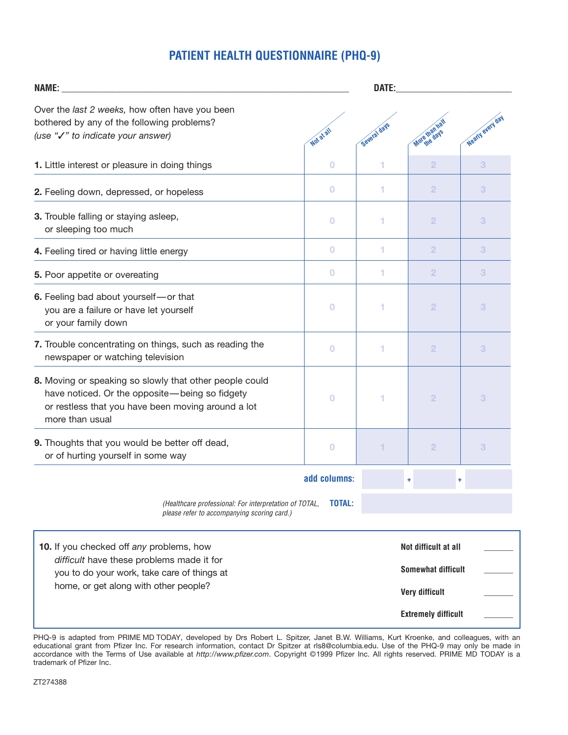# PATIENT HEALTH QUESTIONNAIRE (PHQ-9)

**NAME:** ______________________________ **DATE:** ______________

| Over the *last 2 weeks,* how often have you been bothered by any of the following problems? *(use "✓" to indicate your answer)* | Not at all | Several days | More than half the days | Nearly every day |
|---|---|---|---|---|
| **1.** Little interest or pleasure in doing things | 0 | 1 | 2 | 3 |
| **2.** Feeling down, depressed, or hopeless | 0 | 1 | 2 | 3 |
| **3.** Trouble falling or staying asleep, or sleeping too much | 0 | 1 | 2 | 3 |
| **4.** Feeling tired or having little energy | 0 | 1 | 2 | 3 |
| **5.** Poor appetite or overeating | 0 | 1 | 2 | 3 |
| **6.** Feeling bad about yourself—or that you are a failure or have let yourself or your family down | 0 | 1 | 2 | 3 |
| **7.** Trouble concentrating on things, such as reading the newspaper or watching television | 0 | 1 | 2 | 3 |
| **8.** Moving or speaking so slowly that other people could have noticed. Or the opposite—being so fidgety or restless that you have been moving around a lot more than usual | 0 | 1 | 2 | 3 |
| **9.** Thoughts that you would be better off dead, or of hurting yourself in some way | 0 | 1 | 2 | 3 |
| **add columns:** | | ____ + | ____ + | ____ |
| *(Healthcare professional: For interpretation of TOTAL, please refer to accompanying scoring card.)* **TOTAL:** | | | | |

**10.** If you checked off *any* problems, how *difficult* have these problems made it for you to do your work, take care of things at home, or get along with other people?

- **Not difficult at all** ______
- **Somewhat difficult** ______
- **Very difficult** ______
- **Extremely difficult** ______

PHQ-9 is adapted from PRIME MD TODAY, developed by Drs Robert L. Spitzer, Janet B.W. Williams, Kurt Kroenke, and colleagues, with an educational grant from Pfizer Inc. For research information, contact Dr Spitzer at rls8@columbia.edu. Use of the PHQ-9 may only be made in accordance with the Terms of Use available at *http://www.pfizer.com*. Copyright ©1999 Pfizer Inc. All rights reserved. PRIME MD TODAY is a trademark of Pfizer Inc.

ZT274388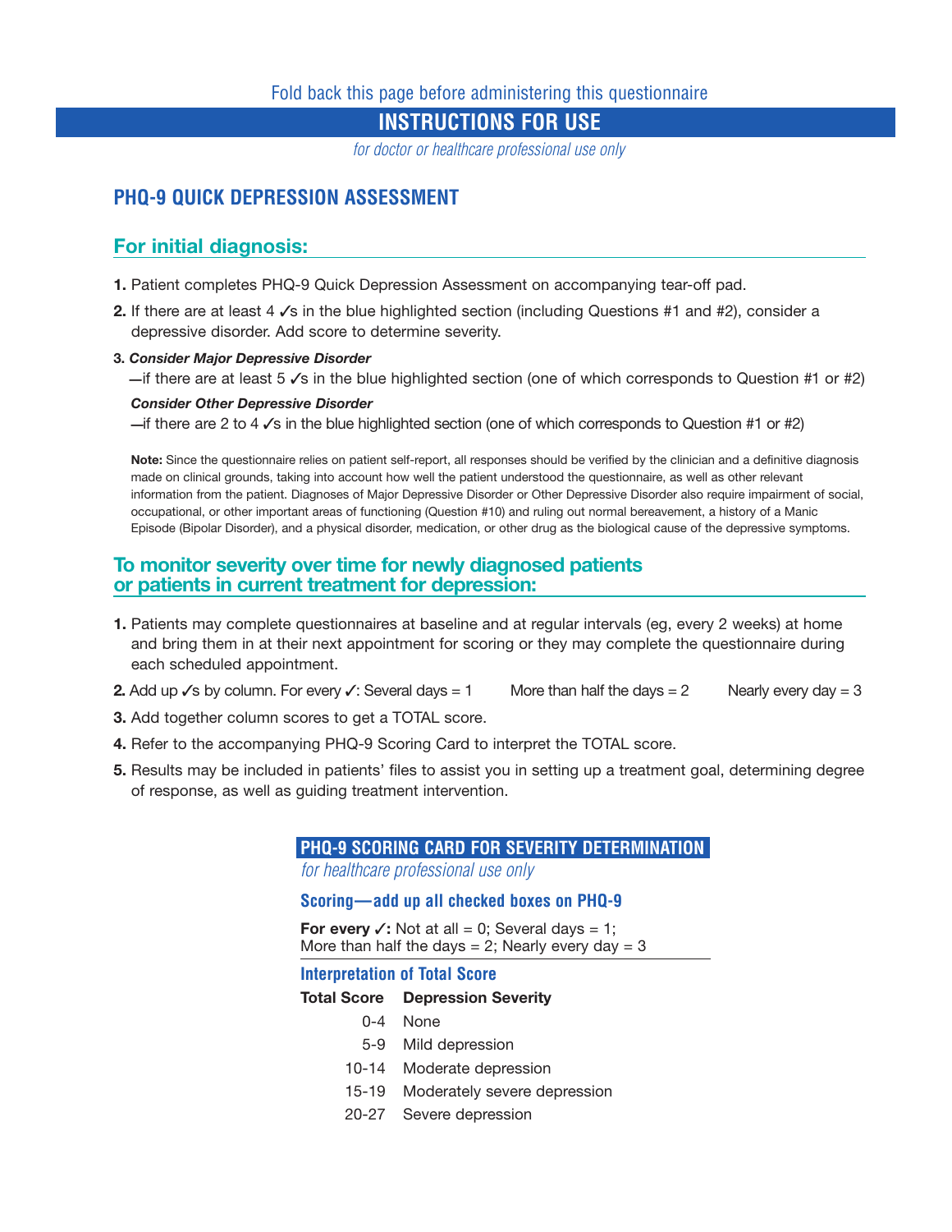Fold back this page before administering this questionnaire

# INSTRUCTIONS FOR USE

*for doctor or healthcare professional use only*

## PHQ-9 QUICK DEPRESSION ASSESSMENT

### For initial diagnosis:

1. Patient completes PHQ-9 Quick Depression Assessment on accompanying tear-off pad.
2. If there are at least 4 ✓s in the blue highlighted section (including Questions #1 and #2), consider a depressive disorder. Add score to determine severity.
3. ***Consider Major Depressive Disorder***
   —if there are at least 5 ✓s in the blue highlighted section (one of which corresponds to Question #1 or #2)

   ***Consider Other Depressive Disorder***
   —if there are 2 to 4 ✓s in the blue highlighted section (one of which corresponds to Question #1 or #2)

**Note:** Since the questionnaire relies on patient self-report, all responses should be verified by the clinician and a definitive diagnosis made on clinical grounds, taking into account how well the patient understood the questionnaire, as well as other relevant information from the patient. Diagnoses of Major Depressive Disorder or Other Depressive Disorder also require impairment of social, occupational, or other important areas of functioning (Question #10) and ruling out normal bereavement, a history of a Manic Episode (Bipolar Disorder), and a physical disorder, medication, or other drug as the biological cause of the depressive symptoms.

### To monitor severity over time for newly diagnosed patients or patients in current treatment for depression:

1. Patients may complete questionnaires at baseline and at regular intervals (eg, every 2 weeks) at home and bring them in at their next appointment for scoring or they may complete the questionnaire during each scheduled appointment.
2. Add up ✓s by column. For every ✓: Several days = 1 More than half the days = 2 Nearly every day = 3
3. Add together column scores to get a TOTAL score.
4. Refer to the accompanying PHQ-9 Scoring Card to interpret the TOTAL score.
5. Results may be included in patients' files to assist you in setting up a treatment goal, determining degree of response, as well as guiding treatment intervention.

### PHQ-9 SCORING CARD FOR SEVERITY DETERMINATION

*for healthcare professional use only*

**Scoring—add up all checked boxes on PHQ-9**

**For every ✓:** Not at all = 0; Several days = 1;
More than half the days = 2; Nearly every day = 3

**Interpretation of Total Score**

| Total Score | Depression Severity |
|---|---|
| 0-4 | None |
| 5-9 | Mild depression |
| 10-14 | Moderate depression |
| 15-19 | Moderately severe depression |
| 20-27 | Severe depression |